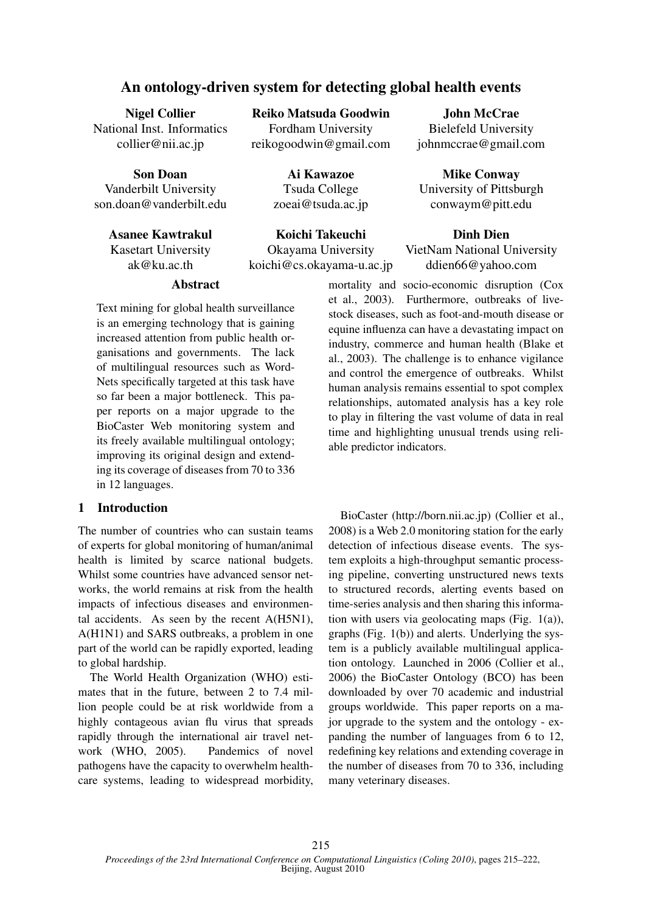# An ontology-driven system for detecting global health events

**Nigel Collier**
National Inst. Informatics
collier@nii.ac.jp

**Reiko Matsuda Goodwin**
Fordham University
reikogoodwin@gmail.com

**John McCrae**
Bielefeld University
johnmccrae@gmail.com

**Son Doan**
Vanderbilt University
son.doan@vanderbilt.edu

**Ai Kawazoe**
Tsuda College
zoeai@tsuda.ac.jp

**Mike Conway**
University of Pittsburgh
conwaym@pitt.edu

**Asanee Kawtrakul**
Kasetart University
ak@ku.ac.th

**Koichi Takeuchi**
Okayama University
koichi@cs.okayama-u.ac.jp

**Dinh Dien**
VietNam National University
ddien66@yahoo.com

## Abstract

Text mining for global health surveillance is an emerging technology that is gaining increased attention from public health organisations and governments. The lack of multilingual resources such as WordNets specifically targeted at this task have so far been a major bottleneck. This paper reports on a major upgrade to the BioCaster Web monitoring system and its freely available multilingual ontology; improving its original design and extending its coverage of diseases from 70 to 336 in 12 languages.

## 1 Introduction

The number of countries who can sustain teams of experts for global monitoring of human/animal health is limited by scarce national budgets. Whilst some countries have advanced sensor networks, the world remains at risk from the health impacts of infectious diseases and environmental accidents. As seen by the recent A(H5N1), A(H1N1) and SARS outbreaks, a problem in one part of the world can be rapidly exported, leading to global hardship.

The World Health Organization (WHO) estimates that in the future, between 2 to 7.4 million people could be at risk worldwide from a highly contageous avian flu virus that spreads rapidly through the international air travel network (WHO, 2005). Pandemics of novel pathogens have the capacity to overwhelm healthcare systems, leading to widespread morbidity, mortality and socio-economic disruption (Cox et al., 2003). Furthermore, outbreaks of livestock diseases, such as foot-and-mouth disease or equine influenza can have a devastating impact on industry, commerce and human health (Blake et al., 2003). The challenge is to enhance vigilance and control the emergence of outbreaks. Whilst human analysis remains essential to spot complex relationships, automated analysis has a key role to play in filtering the vast volume of data in real time and highlighting unusual trends using reliable predictor indicators.

BioCaster (http://born.nii.ac.jp) (Collier et al., 2008) is a Web 2.0 monitoring station for the early detection of infectious disease events. The system exploits a high-throughput semantic processing pipeline, converting unstructured news texts to structured records, alerting events based on time-series analysis and then sharing this information with users via geolocating maps (Fig. 1(a)), graphs (Fig. 1(b)) and alerts. Underlying the system is a publicly available multilingual application ontology. Launched in 2006 (Collier et al., 2006) the BioCaster Ontology (BCO) has been downloaded by over 70 academic and industrial groups worldwide. This paper reports on a major upgrade to the system and the ontology - expanding the number of languages from 6 to 12, redefining key relations and extending coverage in the number of diseases from 70 to 336, including many veterinary diseases.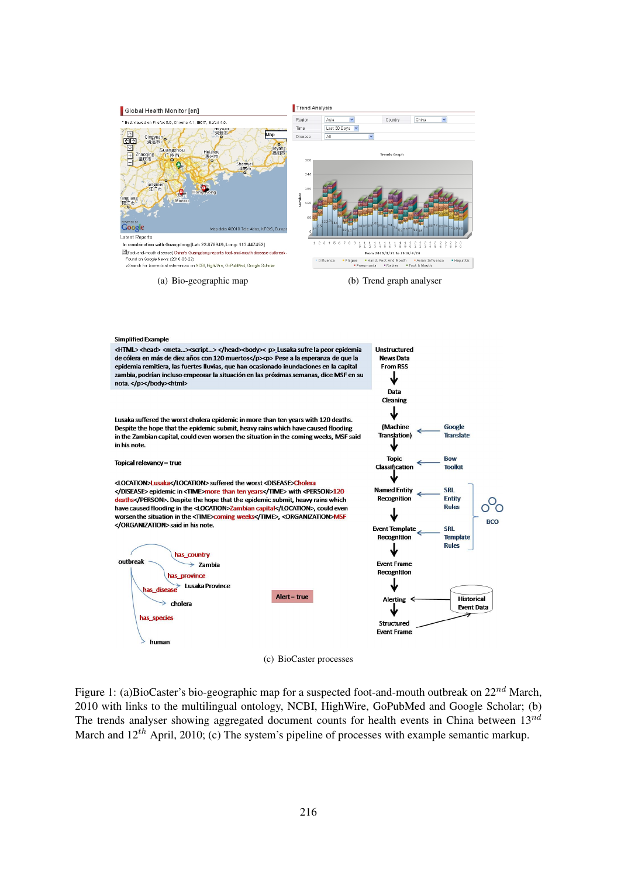(a) Bio-geographic map

(b) Trend graph analyser

(c) BioCaster processes

Figure 1: (a)BioCaster's bio-geographic map for a suspected foot-and-mouth outbreak on $22^{nd}$ March, 2010 with links to the multilingual ontology, NCBI, HighWire, GoPubMed and Google Scholar; (b) The trends analyser showing aggregated document counts for health events in China between $13^{nd}$ March and $12^{th}$ April, 2010; (c) The system's pipeline of processes with example semantic markup.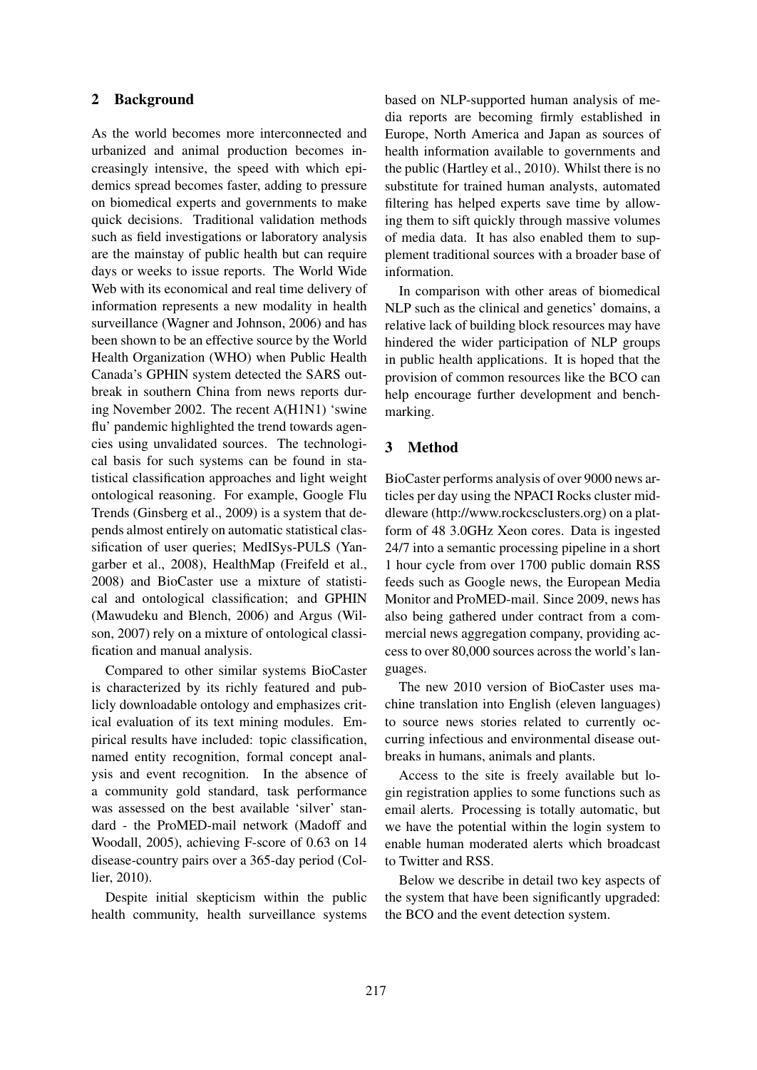## 2 Background

As the world becomes more interconnected and urbanized and animal production becomes increasingly intensive, the speed with which epidemics spread becomes faster, adding to pressure on biomedical experts and governments to make quick decisions. Traditional validation methods such as field investigations or laboratory analysis are the mainstay of public health but can require days or weeks to issue reports. The World Wide Web with its economical and real time delivery of information represents a new modality in health surveillance (Wagner and Johnson, 2006) and has been shown to be an effective source by the World Health Organization (WHO) when Public Health Canada's GPHIN system detected the SARS outbreak in southern China from news reports during November 2002. The recent A(H1N1) 'swine flu' pandemic highlighted the trend towards agencies using unvalidated sources. The technological basis for such systems can be found in statistical classification approaches and light weight ontological reasoning. For example, Google Flu Trends (Ginsberg et al., 2009) is a system that depends almost entirely on automatic statistical classification of user queries; MedISys-PULS (Yangarber et al., 2008), HealthMap (Freifeld et al., 2008) and BioCaster use a mixture of statistical and ontological classification; and GPHIN (Mawudeku and Blench, 2006) and Argus (Wilson, 2007) rely on a mixture of ontological classification and manual analysis.

Compared to other similar systems BioCaster is characterized by its richly featured and publicly downloadable ontology and emphasizes critical evaluation of its text mining modules. Empirical results have included: topic classification, named entity recognition, formal concept analysis and event recognition. In the absence of a community gold standard, task performance was assessed on the best available 'silver' standard - the ProMED-mail network (Madoff and Woodall, 2005), achieving F-score of 0.63 on 14 disease-country pairs over a 365-day period (Collier, 2010).

Despite initial skepticism within the public health community, health surveillance systems based on NLP-supported human analysis of media reports are becoming firmly established in Europe, North America and Japan as sources of health information available to governments and the public (Hartley et al., 2010). Whilst there is no substitute for trained human analysts, automated filtering has helped experts save time by allowing them to sift quickly through massive volumes of media data. It has also enabled them to supplement traditional sources with a broader base of information.

In comparison with other areas of biomedical NLP such as the clinical and genetics' domains, a relative lack of building block resources may have hindered the wider participation of NLP groups in public health applications. It is hoped that the provision of common resources like the BCO can help encourage further development and benchmarking.

## 3 Method

BioCaster performs analysis of over 9000 news articles per day using the NPACI Rocks cluster middleware (http://www.rockcsclusters.org) on a platform of 48 3.0GHz Xeon cores. Data is ingested 24/7 into a semantic processing pipeline in a short 1 hour cycle from over 1700 public domain RSS feeds such as Google news, the European Media Monitor and ProMED-mail. Since 2009, news has also being gathered under contract from a commercial news aggregation company, providing access to over 80,000 sources across the world's languages.

The new 2010 version of BioCaster uses machine translation into English (eleven languages) to source news stories related to currently occurring infectious and environmental disease outbreaks in humans, animals and plants.

Access to the site is freely available but login registration applies to some functions such as email alerts. Processing is totally automatic, but we have the potential within the login system to enable human moderated alerts which broadcast to Twitter and RSS.

Below we describe in detail two key aspects of the system that have been significantly upgraded: the BCO and the event detection system.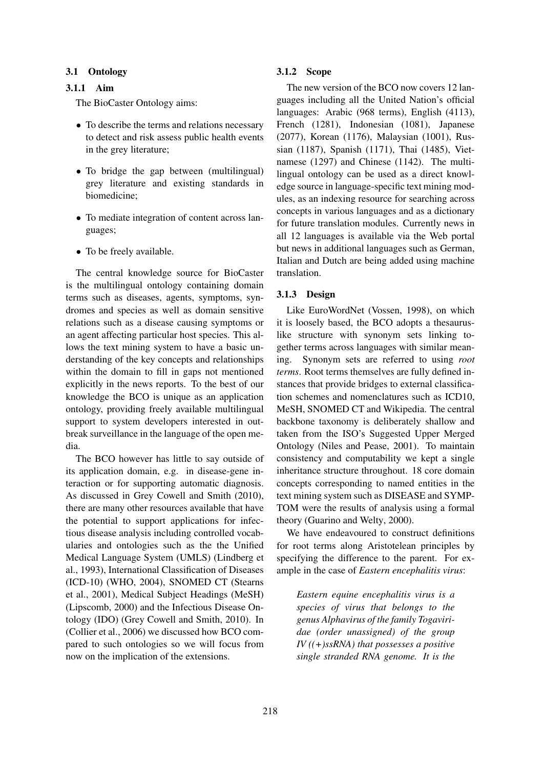### 3.1 Ontology

#### 3.1.1 Aim

The BioCaster Ontology aims:

- To describe the terms and relations necessary to detect and risk assess public health events in the grey literature;
- To bridge the gap between (multilingual) grey literature and existing standards in biomedicine;
- To mediate integration of content across languages;
- To be freely available.

The central knowledge source for BioCaster is the multilingual ontology containing domain terms such as diseases, agents, symptoms, syndromes and species as well as domain sensitive relations such as a disease causing symptoms or an agent affecting particular host species. This allows the text mining system to have a basic understanding of the key concepts and relationships within the domain to fill in gaps not mentioned explicitly in the news reports. To the best of our knowledge the BCO is unique as an application ontology, providing freely available multilingual support to system developers interested in outbreak surveillance in the language of the open media.

The BCO however has little to say outside of its application domain, e.g. in disease-gene interaction or for supporting automatic diagnosis. As discussed in Grey Cowell and Smith (2010), there are many other resources available that have the potential to support applications for infectious disease analysis including controlled vocabularies and ontologies such as the the Unified Medical Language System (UMLS) (Lindberg et al., 1993), International Classification of Diseases (ICD-10) (WHO, 2004), SNOMED CT (Stearns et al., 2001), Medical Subject Headings (MeSH) (Lipscomb, 2000) and the Infectious Disease Ontology (IDO) (Grey Cowell and Smith, 2010). In (Collier et al., 2006) we discussed how BCO compared to such ontologies so we will focus from now on the implication of the extensions.

#### 3.1.2 Scope

The new version of the BCO now covers 12 languages including all the United Nation's official languages: Arabic (968 terms), English (4113), French (1281), Indonesian (1081), Japanese (2077), Korean (1176), Malaysian (1001), Russian (1187), Spanish (1171), Thai (1485), Vietnamese (1297) and Chinese (1142). The multilingual ontology can be used as a direct knowledge source in language-specific text mining modules, as an indexing resource for searching across concepts in various languages and as a dictionary for future translation modules. Currently news in all 12 languages is available via the Web portal but news in additional languages such as German, Italian and Dutch are being added using machine translation.

#### 3.1.3 Design

Like EuroWordNet (Vossen, 1998), on which it is loosely based, the BCO adopts a thesaurus-like structure with synonym sets linking together terms across languages with similar meaning. Synonym sets are referred to using *root terms*. Root terms themselves are fully defined instances that provide bridges to external classification schemes and nomenclatures such as ICD10, MeSH, SNOMED CT and Wikipedia. The central backbone taxonomy is deliberately shallow and taken from the ISO's Suggested Upper Merged Ontology (Niles and Pease, 2001). To maintain consistency and computability we kept a single inheritance structure throughout. 18 core domain concepts corresponding to named entities in the text mining system such as DISEASE and SYMPTOM were the results of analysis using a formal theory (Guarino and Welty, 2000).

We have endeavoured to construct definitions for root terms along Aristotelean principles by specifying the difference to the parent. For example in the case of *Eastern encephalitis virus*:

> *Eastern equine encephalitis virus is a species of virus that belongs to the genus Alphavirus of the family Togaviridae (order unassigned) of the group IV ((+)ssRNA) that possesses a positive single stranded RNA genome. It is the*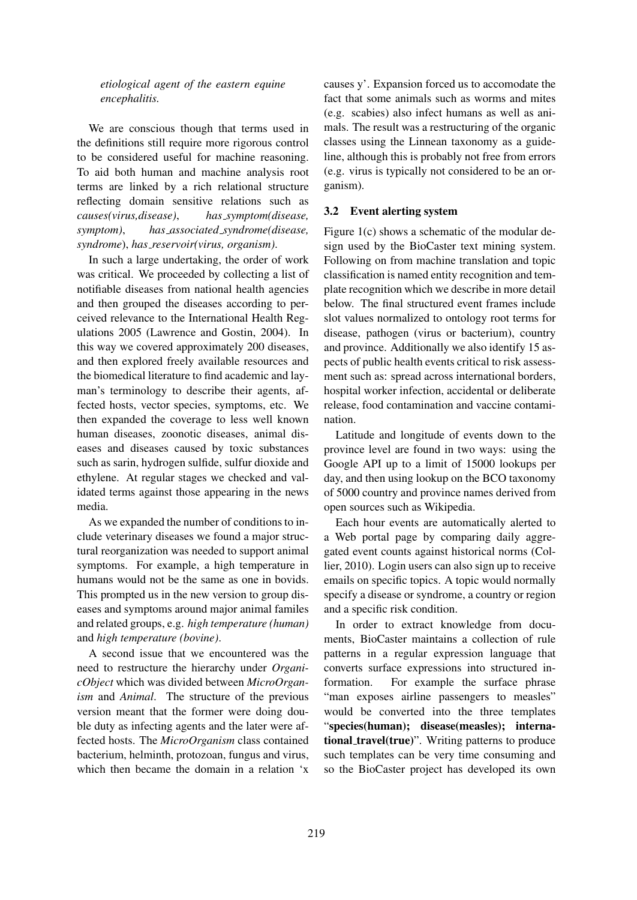*etiological agent of the eastern equine encephalitis.*

We are conscious though that terms used in the definitions still require more rigorous control to be considered useful for machine reasoning. To aid both human and machine analysis root terms are linked by a rich relational structure reflecting domain sensitive relations such as *causes(virus,disease)*, *has_symptom(disease, symptom)*, *has_associated_syndrome(disease, syndrome)*, *has_reservoir(virus, organism)*.

In such a large undertaking, the order of work was critical. We proceeded by collecting a list of notifiable diseases from national health agencies and then grouped the diseases according to perceived relevance to the International Health Regulations 2005 (Lawrence and Gostin, 2004). In this way we covered approximately 200 diseases, and then explored freely available resources and the biomedical literature to find academic and layman's terminology to describe their agents, affected hosts, vector species, symptoms, etc. We then expanded the coverage to less well known human diseases, zoonotic diseases, animal diseases and diseases caused by toxic substances such as sarin, hydrogen sulfide, sulfur dioxide and ethylene. At regular stages we checked and validated terms against those appearing in the news media.

As we expanded the number of conditions to include veterinary diseases we found a major structural reorganization was needed to support animal symptoms. For example, a high temperature in humans would not be the same as one in bovids. This prompted us in the new version to group diseases and symptoms around major animal familes and related groups, e.g. *high temperature (human)* and *high temperature (bovine)*.

A second issue that we encountered was the need to restructure the hierarchy under *OrganicObject* which was divided between *MicroOrganism* and *Animal*. The structure of the previous version meant that the former were doing double duty as infecting agents and the later were affected hosts. The *MicroOrganism* class contained bacterium, helminth, protozoan, fungus and virus, which then became the domain in a relation 'x causes y'. Expansion forced us to accomodate the fact that some animals such as worms and mites (e.g. scabies) also infect humans as well as animals. The result was a restructuring of the organic classes using the Linnean taxonomy as a guideline, although this is probably not free from errors (e.g. virus is typically not considered to be an organism).

### 3.2 Event alerting system

Figure 1(c) shows a schematic of the modular design used by the BioCaster text mining system. Following on from machine translation and topic classification is named entity recognition and template recognition which we describe in more detail below. The final structured event frames include slot values normalized to ontology root terms for disease, pathogen (virus or bacterium), country and province. Additionally we also identify 15 aspects of public health events critical to risk assessment such as: spread across international borders, hospital worker infection, accidental or deliberate release, food contamination and vaccine contamination.

Latitude and longitude of events down to the province level are found in two ways: using the Google API up to a limit of 15000 lookups per day, and then using lookup on the BCO taxonomy of 5000 country and province names derived from open sources such as Wikipedia.

Each hour events are automatically alerted to a Web portal page by comparing daily aggregated event counts against historical norms (Collier, 2010). Login users can also sign up to receive emails on specific topics. A topic would normally specify a disease or syndrome, a country or region and a specific risk condition.

In order to extract knowledge from documents, BioCaster maintains a collection of rule patterns in a regular expression language that converts surface expressions into structured information. For example the surface phrase "man exposes airline passengers to measles" would be converted into the three templates "**species(human); disease(measles); international_travel(true)**". Writing patterns to produce such templates can be very time consuming and so the BioCaster project has developed its own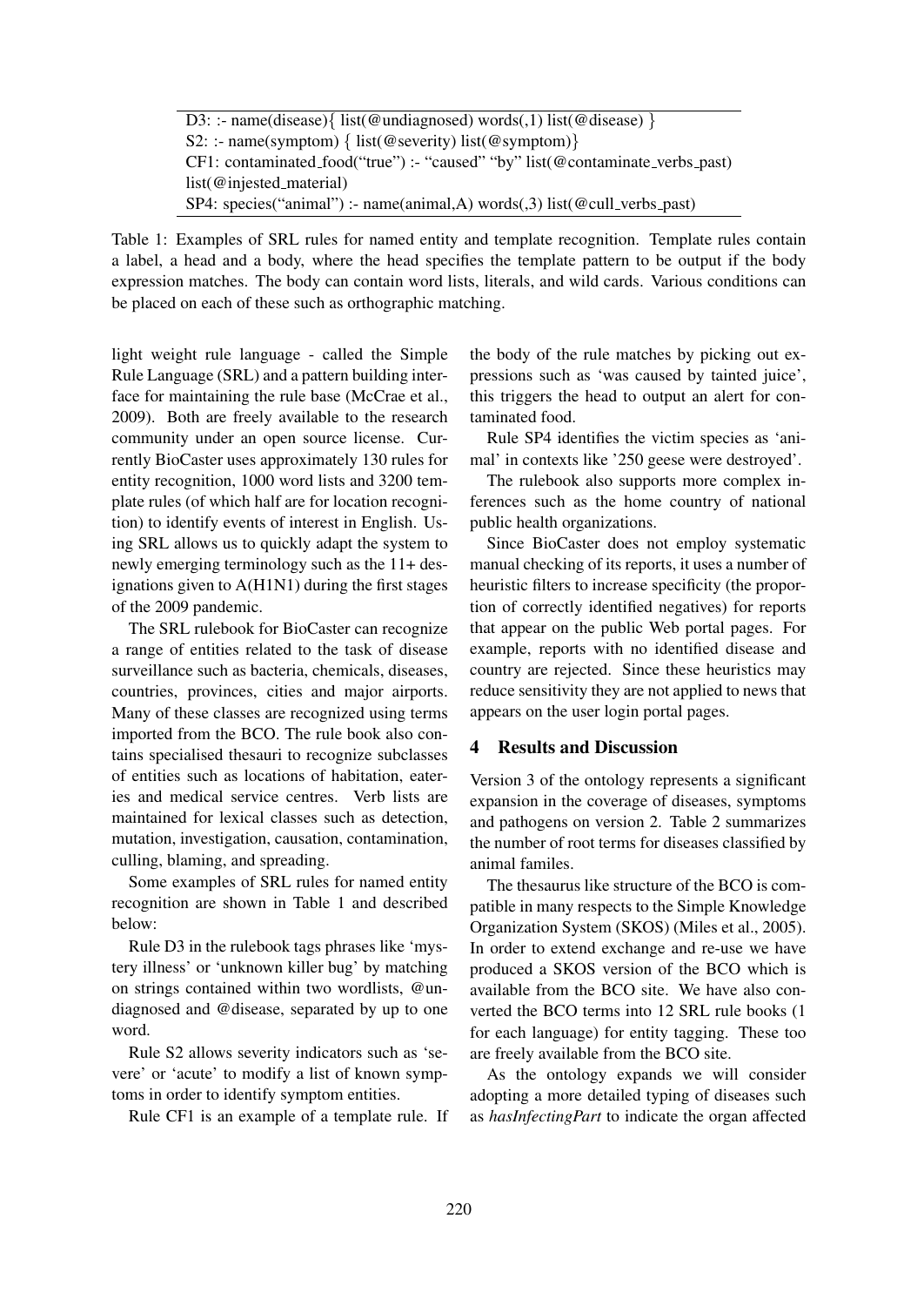| |
|---|
| D3: :- name(disease){ list(@undiagnosed) words(,1) list(@disease) } |
| S2: :- name(symptom) { list(@severity) list(@symptom)} |
| CF1: contaminated_food("true") :- "caused" "by" list(@contaminate_verbs_past) list(@injested_material) |
| SP4: species("animal") :- name(animal,A) words(,3) list(@cull_verbs_past) |

Table 1: Examples of SRL rules for named entity and template recognition. Template rules contain a label, a head and a body, where the head specifies the template pattern to be output if the body expression matches. The body can contain word lists, literals, and wild cards. Various conditions can be placed on each of these such as orthographic matching.

light weight rule language - called the Simple Rule Language (SRL) and a pattern building interface for maintaining the rule base (McCrae et al., 2009). Both are freely available to the research community under an open source license. Currently BioCaster uses approximately 130 rules for entity recognition, 1000 word lists and 3200 template rules (of which half are for location recognition) to identify events of interest in English. Using SRL allows us to quickly adapt the system to newly emerging terminology such as the 11+ designations given to A(H1N1) during the first stages of the 2009 pandemic.

The SRL rulebook for BioCaster can recognize a range of entities related to the task of disease surveillance such as bacteria, chemicals, diseases, countries, provinces, cities and major airports. Many of these classes are recognized using terms imported from the BCO. The rule book also contains specialised thesauri to recognize subclasses of entities such as locations of habitation, eateries and medical service centres. Verb lists are maintained for lexical classes such as detection, mutation, investigation, causation, contamination, culling, blaming, and spreading.

Some examples of SRL rules for named entity recognition are shown in Table 1 and described below:

Rule D3 in the rulebook tags phrases like 'mystery illness' or 'unknown killer bug' by matching on strings contained within two wordlists, @undiagnosed and @disease, separated by up to one word.

Rule S2 allows severity indicators such as 'severe' or 'acute' to modify a list of known symptoms in order to identify symptom entities.

Rule CF1 is an example of a template rule. If the body of the rule matches by picking out expressions such as 'was caused by tainted juice', this triggers the head to output an alert for contaminated food.

Rule SP4 identifies the victim species as 'animal' in contexts like '250 geese were destroyed'.

The rulebook also supports more complex inferences such as the home country of national public health organizations.

Since BioCaster does not employ systematic manual checking of its reports, it uses a number of heuristic filters to increase specificity (the proportion of correctly identified negatives) for reports that appear on the public Web portal pages. For example, reports with no identified disease and country are rejected. Since these heuristics may reduce sensitivity they are not applied to news that appears on the user login portal pages.

## 4 Results and Discussion

Version 3 of the ontology represents a significant expansion in the coverage of diseases, symptoms and pathogens on version 2. Table 2 summarizes the number of root terms for diseases classified by animal familes.

The thesaurus like structure of the BCO is compatible in many respects to the Simple Knowledge Organization System (SKOS) (Miles et al., 2005). In order to extend exchange and re-use we have produced a SKOS version of the BCO which is available from the BCO site. We have also converted the BCO terms into 12 SRL rule books (1 for each language) for entity tagging. These too are freely available from the BCO site.

As the ontology expands we will consider adopting a more detailed typing of diseases such as *hasInfectingPart* to indicate the organ affected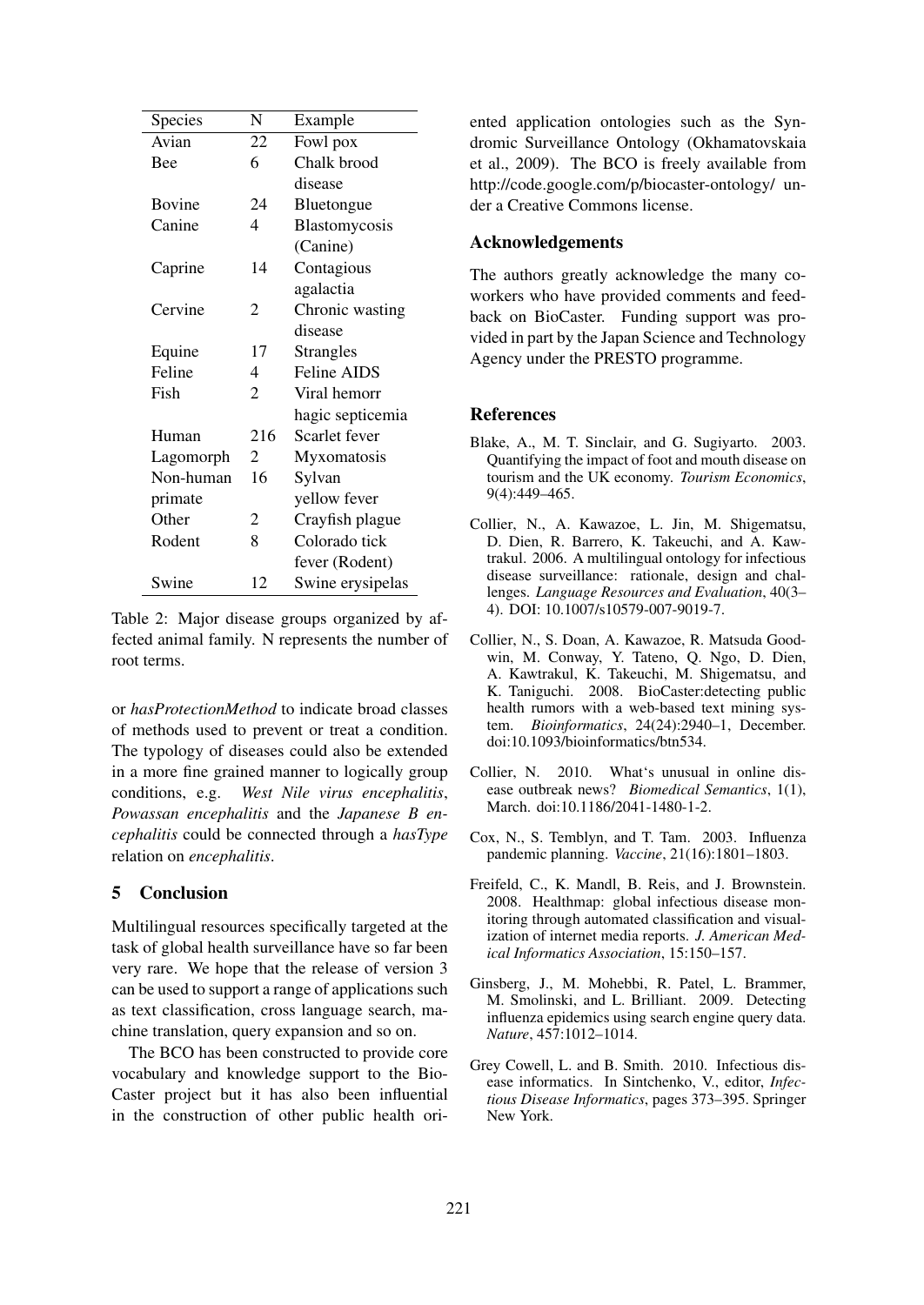| Species | N | Example |
|---|---|---|
| Avian | 22 | Fowl pox |
| Bee | 6 | Chalk brood disease |
| Bovine | 24 | Bluetongue |
| Canine | 4 | Blastomycosis (Canine) |
| Caprine | 14 | Contagious agalactia |
| Cervine | 2 | Chronic wasting disease |
| Equine | 17 | Strangles |
| Feline | 4 | Feline AIDS |
| Fish | 2 | Viral hemorr hagic septicemia |
| Human | 216 | Scarlet fever |
| Lagomorph | 2 | Myxomatosis |
| Non-human primate | 16 | Sylvan yellow fever |
| Other | 2 | Crayfish plague |
| Rodent | 8 | Colorado tick fever (Rodent) |
| Swine | 12 | Swine erysipelas |

Table 2: Major disease groups organized by affected animal family. N represents the number of root terms.

or *hasProtectionMethod* to indicate broad classes of methods used to prevent or treat a condition. The typology of diseases could also be extended in a more fine grained manner to logically group conditions, e.g. *West Nile virus encephalitis*, *Powassan encephalitis* and the *Japanese B encephalitis* could be connected through a *hasType* relation on *encephalitis*.

## 5 Conclusion

Multilingual resources specifically targeted at the task of global health surveillance have so far been very rare. We hope that the release of version 3 can be used to support a range of applications such as text classification, cross language search, machine translation, query expansion and so on.

The BCO has been constructed to provide core vocabulary and knowledge support to the BioCaster project but it has also been influential in the construction of other public health oriented application ontologies such as the Syndromic Surveillance Ontology (Okhamatovskaia et al., 2009). The BCO is freely available from http://code.google.com/p/biocaster-ontology/ under a Creative Commons license.

## Acknowledgements

The authors greatly acknowledge the many coworkers who have provided comments and feedback on BioCaster. Funding support was provided in part by the Japan Science and Technology Agency under the PRESTO programme.

## References

Blake, A., M. T. Sinclair, and G. Sugiyarto. 2003. Quantifying the impact of foot and mouth disease on tourism and the UK economy. *Tourism Economics*, 9(4):449–465.

Collier, N., A. Kawazoe, L. Jin, M. Shigematsu, D. Dien, R. Barrero, K. Takeuchi, and A. Kawtrakul. 2006. A multilingual ontology for infectious disease surveillance: rationale, design and challenges. *Language Resources and Evaluation*, 40(3–4). DOI: 10.1007/s10579-007-9019-7.

Collier, N., S. Doan, A. Kawazoe, R. Matsuda Goodwin, M. Conway, Y. Tateno, Q. Ngo, D. Dien, A. Kawtrakul, K. Takeuchi, M. Shigematsu, and K. Taniguchi. 2008. BioCaster:detecting public health rumors with a web-based text mining system. *Bioinformatics*, 24(24):2940–1, December. doi:10.1093/bioinformatics/btn534.

Collier, N. 2010. What's unusual in online disease outbreak news? *Biomedical Semantics*, 1(1), March. doi:10.1186/2041-1480-1-2.

Cox, N., S. Temblyn, and T. Tam. 2003. Influenza pandemic planning. *Vaccine*, 21(16):1801–1803.

Freifeld, C., K. Mandl, B. Reis, and J. Brownstein. 2008. Healthmap: global infectious disease monitoring through automated classification and visualization of internet media reports. *J. American Medical Informatics Association*, 15:150–157.

Ginsberg, J., M. Mohebbi, R. Patel, L. Brammer, M. Smolinski, and L. Brilliant. 2009. Detecting influenza epidemics using search engine query data. *Nature*, 457:1012–1014.

Grey Cowell, L. and B. Smith. 2010. Infectious disease informatics. In Sintchenko, V., editor, *Infectious Disease Informatics*, pages 373–395. Springer New York.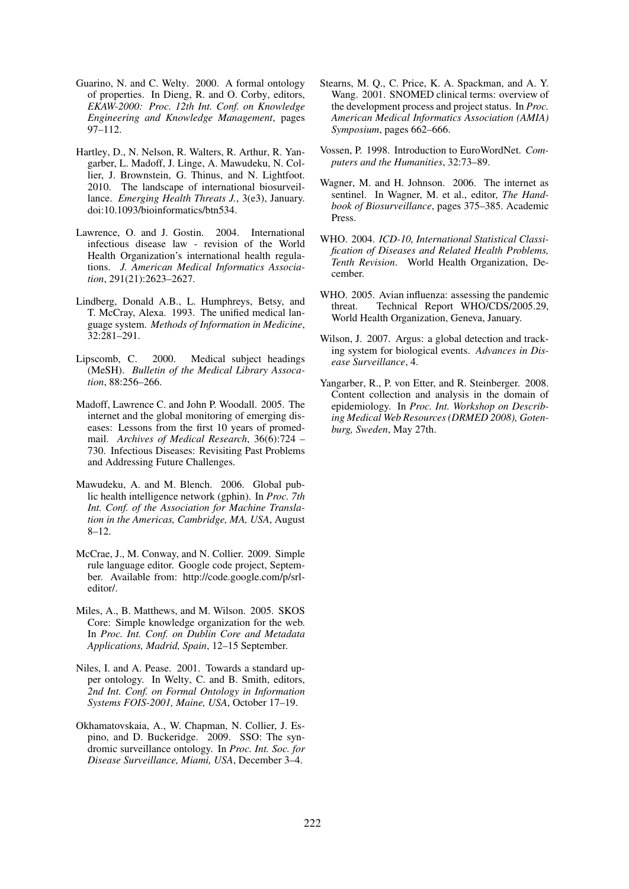Guarino, N. and C. Welty. 2000. A formal ontology of properties. In Dieng, R. and O. Corby, editors, *EKAW-2000: Proc. 12th Int. Conf. on Knowledge Engineering and Knowledge Management*, pages 97–112.

Hartley, D., N. Nelson, R. Walters, R. Arthur, R. Yangarber, L. Madoff, J. Linge, A. Mawudeku, N. Collier, J. Brownstein, G. Thinus, and N. Lightfoot. 2010. The landscape of international biosurveillance. *Emerging Health Threats J.*, 3(e3), January. doi:10.1093/bioinformatics/btn534.

Lawrence, O. and J. Gostin. 2004. International infectious disease law - revision of the World Health Organization's international health regulations. *J. American Medical Informatics Association*, 291(21):2623–2627.

Lindberg, Donald A.B., L. Humphreys, Betsy, and T. McCray, Alexa. 1993. The unified medical language system. *Methods of Information in Medicine*, 32:281–291.

Lipscomb, C. 2000. Medical subject headings (MeSH). *Bulletin of the Medical Library Assocation*, 88:256–266.

Madoff, Lawrence C. and John P. Woodall. 2005. The internet and the global monitoring of emerging diseases: Lessons from the first 10 years of promedmail. *Archives of Medical Research*, 36(6):724 – 730. Infectious Diseases: Revisiting Past Problems and Addressing Future Challenges.

Mawudeku, A. and M. Blench. 2006. Global public health intelligence network (gphin). In *Proc. 7th Int. Conf. of the Association for Machine Translation in the Americas, Cambridge, MA, USA*, August 8–12.

McCrae, J., M. Conway, and N. Collier. 2009. Simple rule language editor. Google code project, September. Available from: http://code.google.com/p/srl-editor/.

Miles, A., B. Matthews, and M. Wilson. 2005. SKOS Core: Simple knowledge organization for the web. In *Proc. Int. Conf. on Dublin Core and Metadata Applications, Madrid, Spain*, 12–15 September.

Niles, I. and A. Pease. 2001. Towards a standard upper ontology. In Welty, C. and B. Smith, editors, *2nd Int. Conf. on Formal Ontology in Information Systems FOIS-2001, Maine, USA*, October 17–19.

Okhamatovskaia, A., W. Chapman, N. Collier, J. Espino, and D. Buckeridge. 2009. SSO: The syndromic surveillance ontology. In *Proc. Int. Soc. for Disease Surveillance, Miami, USA*, December 3–4.

Stearns, M. Q., C. Price, K. A. Spackman, and A. Y. Wang. 2001. SNOMED clinical terms: overview of the development process and project status. In *Proc. American Medical Informatics Association (AMIA) Symposium*, pages 662–666.

Vossen, P. 1998. Introduction to EuroWordNet. *Computers and the Humanities*, 32:73–89.

Wagner, M. and H. Johnson. 2006. The internet as sentinel. In Wagner, M. et al., editor, *The Handbook of Biosurveillance*, pages 375–385. Academic Press.

WHO. 2004. *ICD-10, International Statistical Classification of Diseases and Related Health Problems, Tenth Revision*. World Health Organization, December.

WHO. 2005. Avian influenza: assessing the pandemic threat. Technical Report WHO/CDS/2005.29, World Health Organization, Geneva, January.

Wilson, J. 2007. Argus: a global detection and tracking system for biological events. *Advances in Disease Surveillance*, 4.

Yangarber, R., P. von Etter, and R. Steinberger. 2008. Content collection and analysis in the domain of epidemiology. In *Proc. Int. Workshop on Describing Medical Web Resources (DRMED 2008), Gotenburg, Sweden*, May 27th.